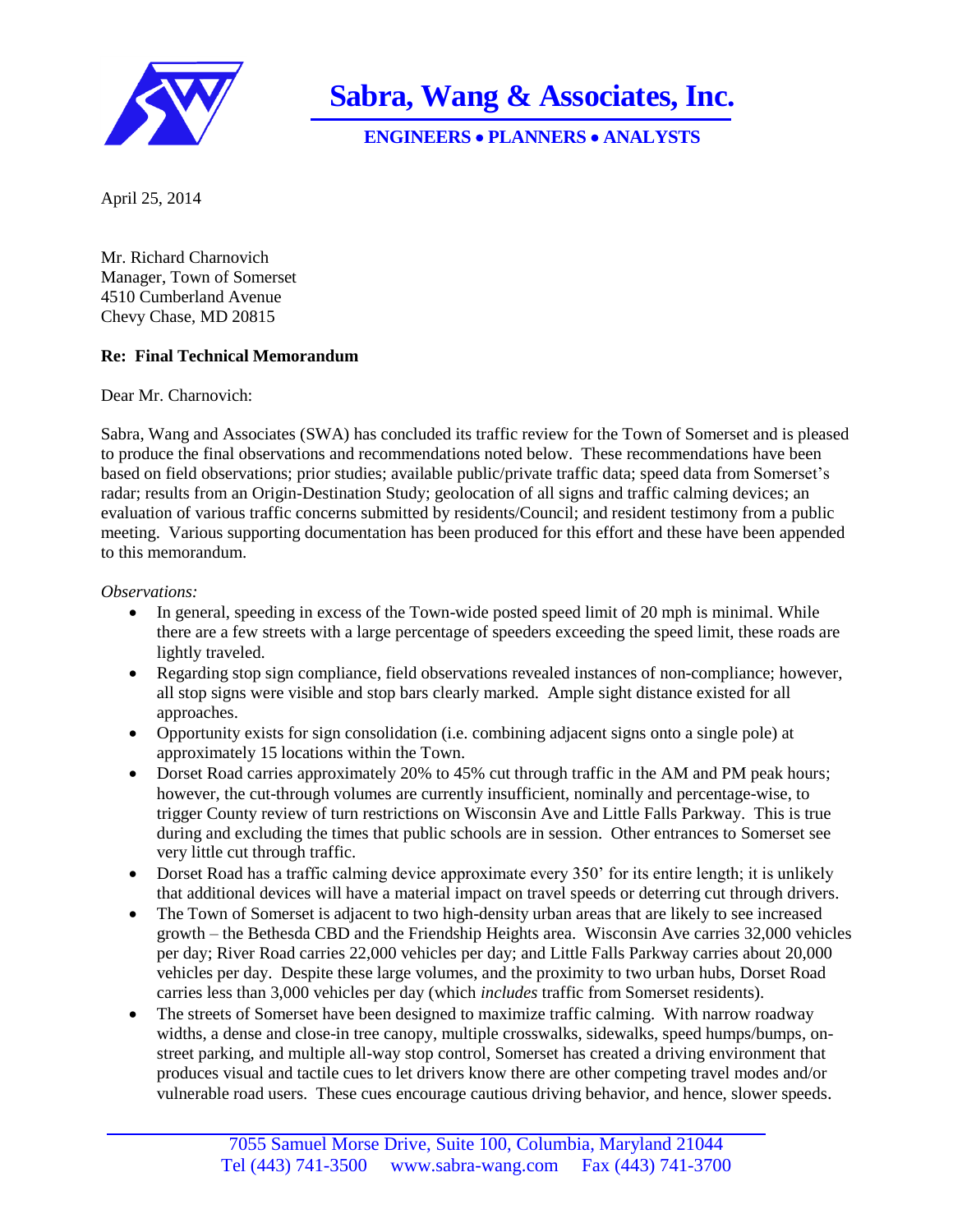# Sabra, Wang & Associates, Inc.

**ENGINEERS • PLANNERS • ANALYSTS**

April 25, 2014

Mr. Richard Charnovich
Manager, Town of Somerset
4510 Cumberland Avenue
Chevy Chase, MD 20815

**Re: Final Technical Memorandum**

Dear Mr. Charnovich:

Sabra, Wang and Associates (SWA) has concluded its traffic review for the Town of Somerset and is pleased to produce the final observations and recommendations noted below. These recommendations have been based on field observations; prior studies; available public/private traffic data; speed data from Somerset's radar; results from an Origin-Destination Study; geolocation of all signs and traffic calming devices; an evaluation of various traffic concerns submitted by residents/Council; and resident testimony from a public meeting. Various supporting documentation has been produced for this effort and these have been appended to this memorandum.

*Observations:*

- In general, speeding in excess of the Town-wide posted speed limit of 20 mph is minimal. While there are a few streets with a large percentage of speeders exceeding the speed limit, these roads are lightly traveled.
- Regarding stop sign compliance, field observations revealed instances of non-compliance; however, all stop signs were visible and stop bars clearly marked. Ample sight distance existed for all approaches.
- Opportunity exists for sign consolidation (i.e. combining adjacent signs onto a single pole) at approximately 15 locations within the Town.
- Dorset Road carries approximately 20% to 45% cut through traffic in the AM and PM peak hours; however, the cut-through volumes are currently insufficient, nominally and percentage-wise, to trigger County review of turn restrictions on Wisconsin Ave and Little Falls Parkway. This is true during and excluding the times that public schools are in session. Other entrances to Somerset see very little cut through traffic.
- Dorset Road has a traffic calming device approximate every 350' for its entire length; it is unlikely that additional devices will have a material impact on travel speeds or deterring cut through drivers.
- The Town of Somerset is adjacent to two high-density urban areas that are likely to see increased growth – the Bethesda CBD and the Friendship Heights area. Wisconsin Ave carries 32,000 vehicles per day; River Road carries 22,000 vehicles per day; and Little Falls Parkway carries about 20,000 vehicles per day. Despite these large volumes, and the proximity to two urban hubs, Dorset Road carries less than 3,000 vehicles per day (which *includes* traffic from Somerset residents).
- The streets of Somerset have been designed to maximize traffic calming. With narrow roadway widths, a dense and close-in tree canopy, multiple crosswalks, sidewalks, speed humps/bumps, on-street parking, and multiple all-way stop control, Somerset has created a driving environment that produces visual and tactile cues to let drivers know there are other competing travel modes and/or vulnerable road users. These cues encourage cautious driving behavior, and hence, slower speeds.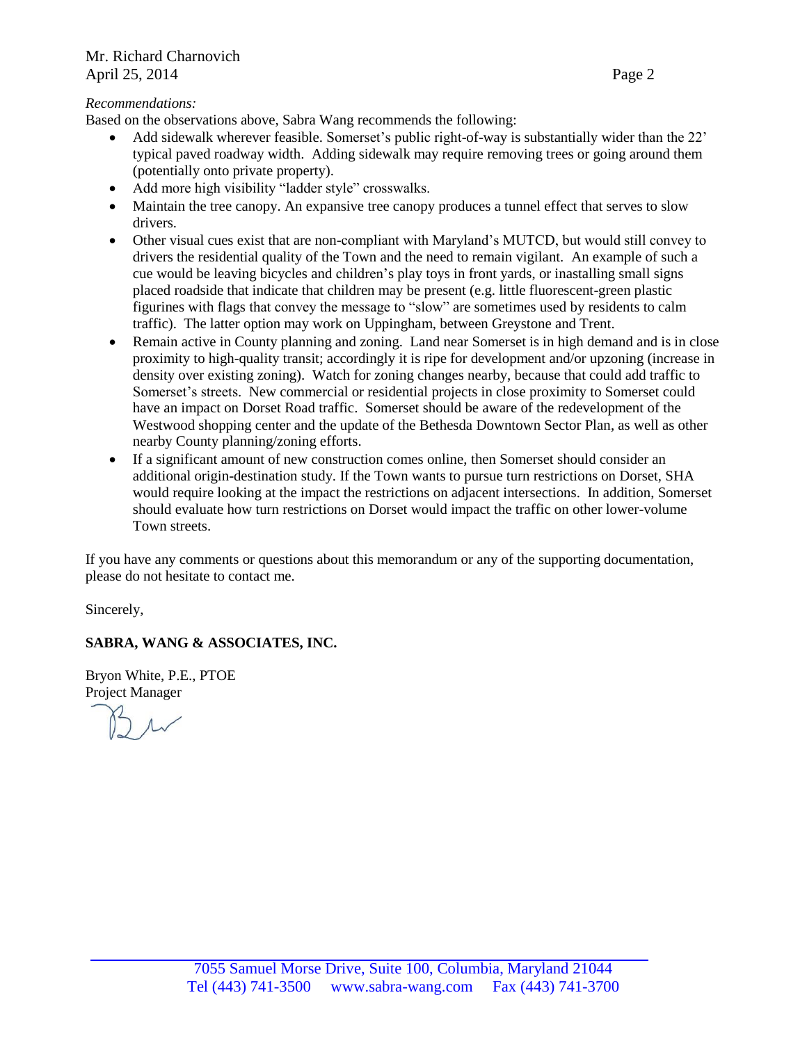*Recommendations:*

Based on the observations above, Sabra Wang recommends the following:

- Add sidewalk wherever feasible. Somerset's public right-of-way is substantially wider than the 22' typical paved roadway width. Adding sidewalk may require removing trees or going around them (potentially onto private property).
- Add more high visibility "ladder style" crosswalks.
- Maintain the tree canopy. An expansive tree canopy produces a tunnel effect that serves to slow drivers.
- Other visual cues exist that are non-compliant with Maryland's MUTCD, but would still convey to drivers the residential quality of the Town and the need to remain vigilant. An example of such a cue would be leaving bicycles and children's play toys in front yards, or inastalling small signs placed roadside that indicate that children may be present (e.g. little fluorescent-green plastic figurines with flags that convey the message to "slow" are sometimes used by residents to calm traffic). The latter option may work on Uppingham, between Greystone and Trent.
- Remain active in County planning and zoning. Land near Somerset is in high demand and is in close proximity to high-quality transit; accordingly it is ripe for development and/or upzoning (increase in density over existing zoning). Watch for zoning changes nearby, because that could add traffic to Somerset's streets. New commercial or residential projects in close proximity to Somerset could have an impact on Dorset Road traffic. Somerset should be aware of the redevelopment of the Westwood shopping center and the update of the Bethesda Downtown Sector Plan, as well as other nearby County planning/zoning efforts.
- If a significant amount of new construction comes online, then Somerset should consider an additional origin-destination study. If the Town wants to pursue turn restrictions on Dorset, SHA would require looking at the impact the restrictions on adjacent intersections. In addition, Somerset should evaluate how turn restrictions on Dorset would impact the traffic on other lower-volume Town streets.

If you have any comments or questions about this memorandum or any of the supporting documentation, please do not hesitate to contact me.

Sincerely,

**SABRA, WANG & ASSOCIATES, INC.**

Bryon White, P.E., PTOE
Project Manager